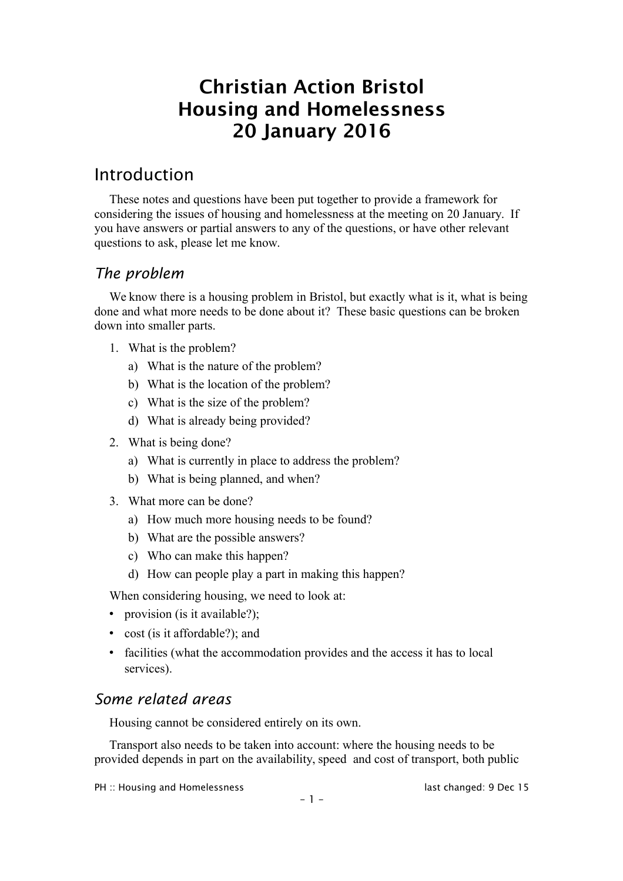# Christian Action Bristol
# Housing and Homelessness
# 20 January 2016

## Introduction

These notes and questions have been put together to provide a framework for considering the issues of housing and homelessness at the meeting on 20 January. If you have answers or partial answers to any of the questions, or have other relevant questions to ask, please let me know.

### *The problem*

We know there is a housing problem in Bristol, but exactly what is it, what is being done and what more needs to be done about it? These basic questions can be broken down into smaller parts.

1. What is the problem?
   a) What is the nature of the problem?
   b) What is the location of the problem?
   c) What is the size of the problem?
   d) What is already being provided?
2. What is being done?
   a) What is currently in place to address the problem?
   b) What is being planned, and when?
3. What more can be done?
   a) How much more housing needs to be found?
   b) What are the possible answers?
   c) Who can make this happen?
   d) How can people play a part in making this happen?

When considering housing, we need to look at:

- provision (is it available?);
- cost (is it affordable?); and
- facilities (what the accommodation provides and the access it has to local services).

### *Some related areas*

Housing cannot be considered entirely on its own.

Transport also needs to be taken into account: where the housing needs to be provided depends in part on the availability, speed and cost of transport, both public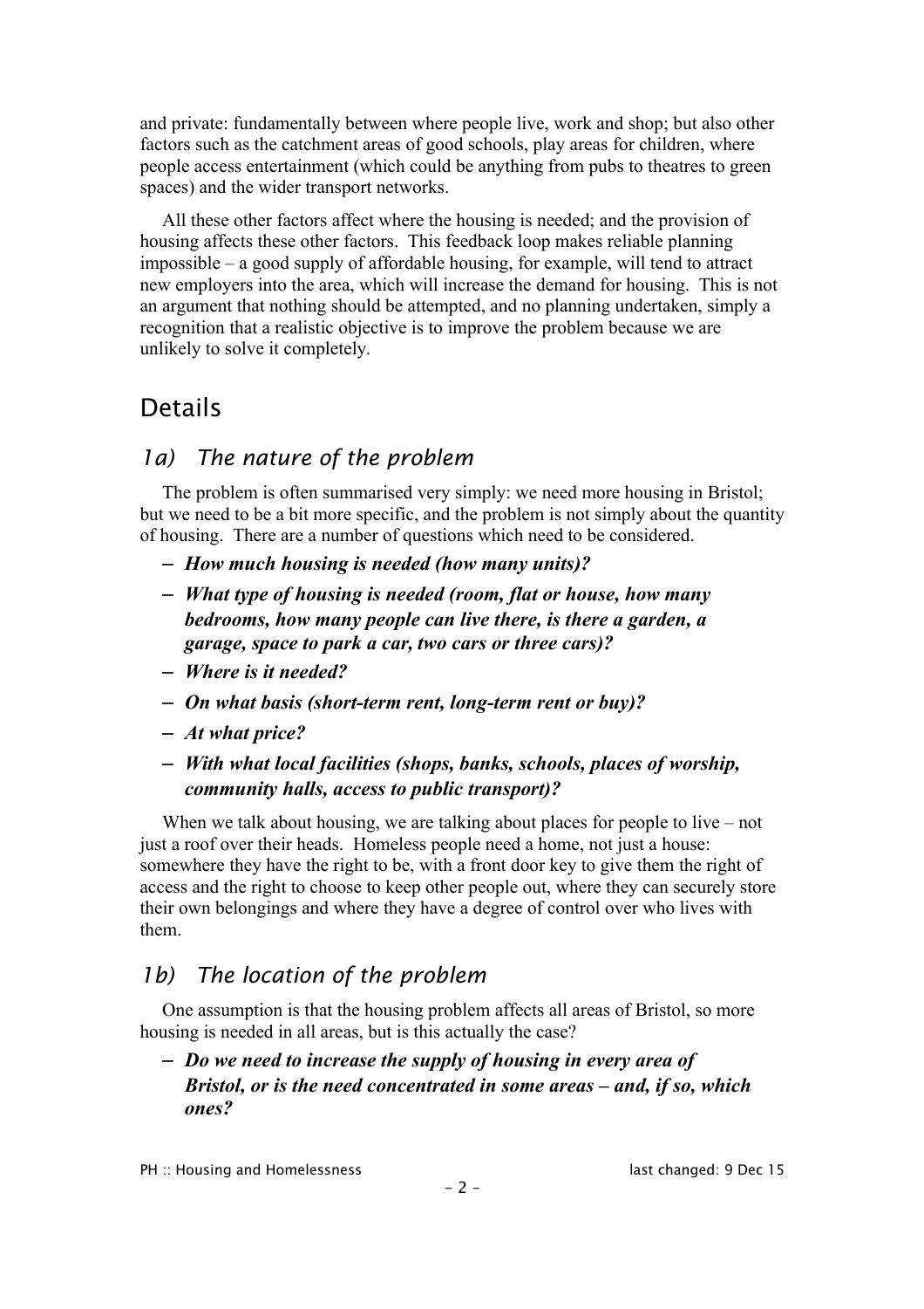and private: fundamentally between where people live, work and shop; but also other factors such as the catchment areas of good schools, play areas for children, where people access entertainment (which could be anything from pubs to theatres to green spaces) and the wider transport networks.

All these other factors affect where the housing is needed; and the provision of housing affects these other factors. This feedback loop makes reliable planning impossible – a good supply of affordable housing, for example, will tend to attract new employers into the area, which will increase the demand for housing. This is not an argument that nothing should be attempted, and no planning undertaken, simply a recognition that a realistic objective is to improve the problem because we are unlikely to solve it completely.

## Details

### *1a) The nature of the problem*

The problem is often summarised very simply: we need more housing in Bristol; but we need to be a bit more specific, and the problem is not simply about the quantity of housing. There are a number of questions which need to be considered.

- ***How much housing is needed (how many units)?***
- ***What type of housing is needed (room, flat or house, how many bedrooms, how many people can live there, is there a garden, a garage, space to park a car, two cars or three cars)?***
- ***Where is it needed?***
- ***On what basis (short-term rent, long-term rent or buy)?***
- ***At what price?***
- ***With what local facilities (shops, banks, schools, places of worship, community halls, access to public transport)?***

When we talk about housing, we are talking about places for people to live – not just a roof over their heads. Homeless people need a home, not just a house: somewhere they have the right to be, with a front door key to give them the right of access and the right to choose to keep other people out, where they can securely store their own belongings and where they have a degree of control over who lives with them.

### *1b) The location of the problem*

One assumption is that the housing problem affects all areas of Bristol, so more housing is needed in all areas, but is this actually the case?

- ***Do we need to increase the supply of housing in every area of Bristol, or is the need concentrated in some areas – and, if so, which ones?***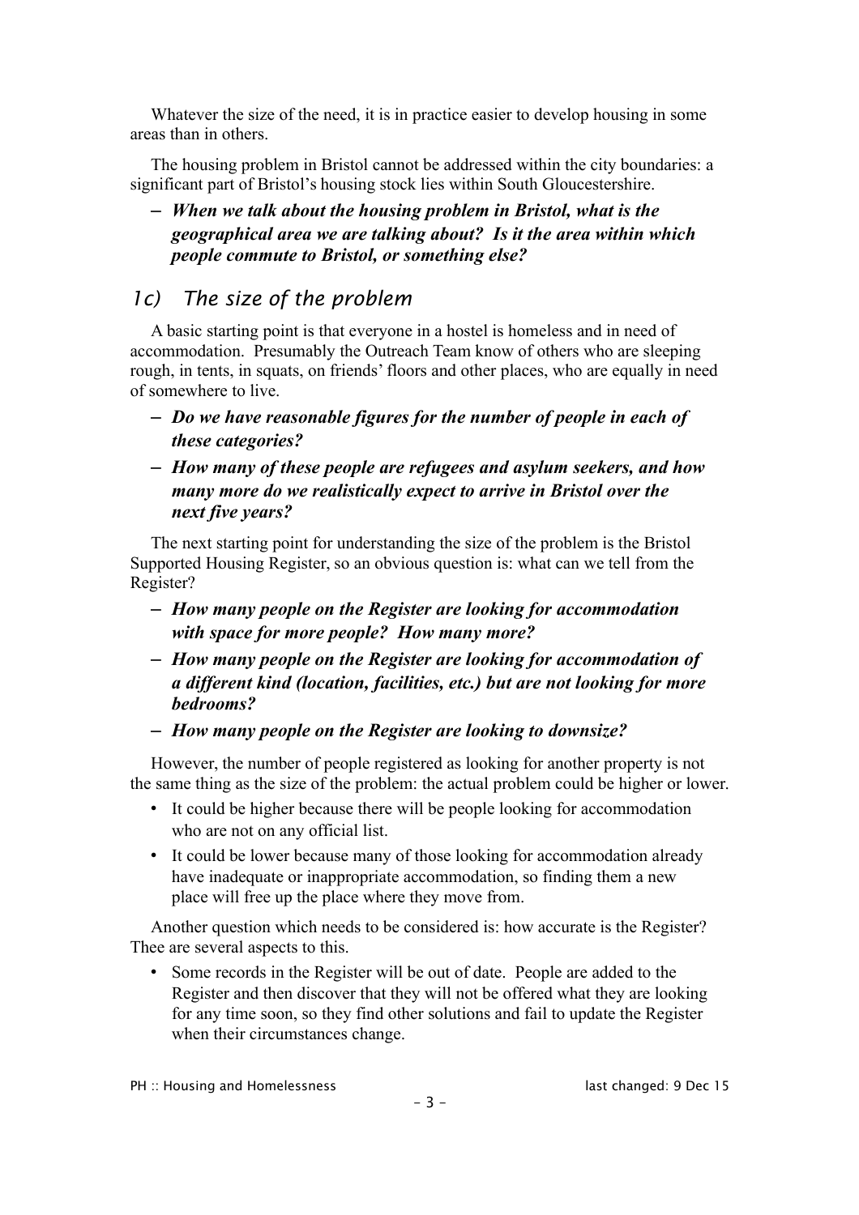Whatever the size of the need, it is in practice easier to develop housing in some areas than in others.

The housing problem in Bristol cannot be addressed within the city boundaries: a significant part of Bristol's housing stock lies within South Gloucestershire.

– ***When we talk about the housing problem in Bristol, what is the geographical area we are talking about? Is it the area within which people commute to Bristol, or something else?***

### 1c) The size of the problem

A basic starting point is that everyone in a hostel is homeless and in need of accommodation. Presumably the Outreach Team know of others who are sleeping rough, in tents, in squats, on friends' floors and other places, who are equally in need of somewhere to live.

– ***Do we have reasonable figures for the number of people in each of these categories?***

– ***How many of these people are refugees and asylum seekers, and how many more do we realistically expect to arrive in Bristol over the next five years?***

The next starting point for understanding the size of the problem is the Bristol Supported Housing Register, so an obvious question is: what can we tell from the Register?

– ***How many people on the Register are looking for accommodation with space for more people? How many more?***

– ***How many people on the Register are looking for accommodation of a different kind (location, facilities, etc.) but are not looking for more bedrooms?***

– ***How many people on the Register are looking to downsize?***

However, the number of people registered as looking for another property is not the same thing as the size of the problem: the actual problem could be higher or lower.

- It could be higher because there will be people looking for accommodation who are not on any official list.
- It could be lower because many of those looking for accommodation already have inadequate or inappropriate accommodation, so finding them a new place will free up the place where they move from.

Another question which needs to be considered is: how accurate is the Register? Thee are several aspects to this.

- Some records in the Register will be out of date. People are added to the Register and then discover that they will not be offered what they are looking for any time soon, so they find other solutions and fail to update the Register when their circumstances change.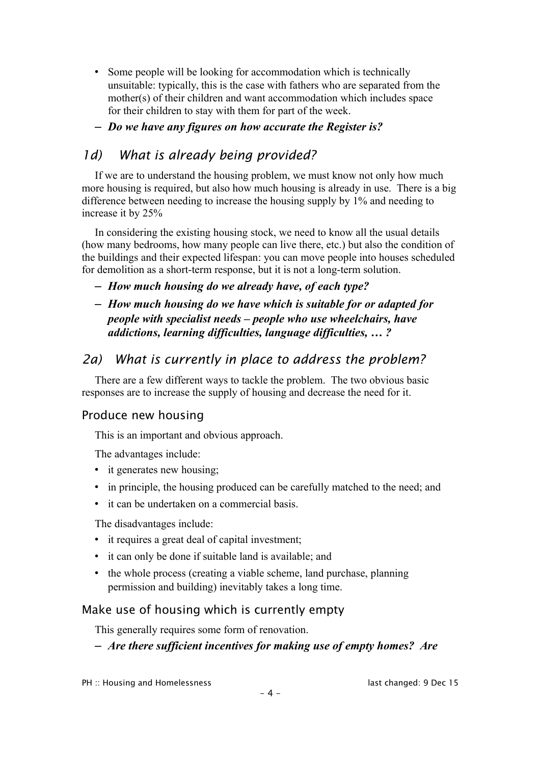- Some people will be looking for accommodation which is technically unsuitable: typically, this is the case with fathers who are separated from the mother(s) of their children and want accommodation which includes space for their children to stay with them for part of the week.

– ***Do we have any figures on how accurate the Register is?***

## *1d) What is already being provided?*

If we are to understand the housing problem, we must know not only how much more housing is required, but also how much housing is already in use. There is a big difference between needing to increase the housing supply by 1% and needing to increase it by 25%

In considering the existing housing stock, we need to know all the usual details (how many bedrooms, how many people can live there, etc.) but also the condition of the buildings and their expected lifespan: you can move people into houses scheduled for demolition as a short-term response, but it is not a long-term solution.

– ***How much housing do we already have, of each type?***

– ***How much housing do we have which is suitable for or adapted for people with specialist needs – people who use wheelchairs, have addictions, learning difficulties, language difficulties, … ?***

## *2a) What is currently in place to address the problem?*

There are a few different ways to tackle the problem. The two obvious basic responses are to increase the supply of housing and decrease the need for it.

### Produce new housing

This is an important and obvious approach.

The advantages include:

- it generates new housing;
- in principle, the housing produced can be carefully matched to the need; and
- it can be undertaken on a commercial basis.

The disadvantages include:

- it requires a great deal of capital investment;
- it can only be done if suitable land is available; and
- the whole process (creating a viable scheme, land purchase, planning permission and building) inevitably takes a long time.

### Make use of housing which is currently empty

This generally requires some form of renovation.

– ***Are there sufficient incentives for making use of empty homes? Are***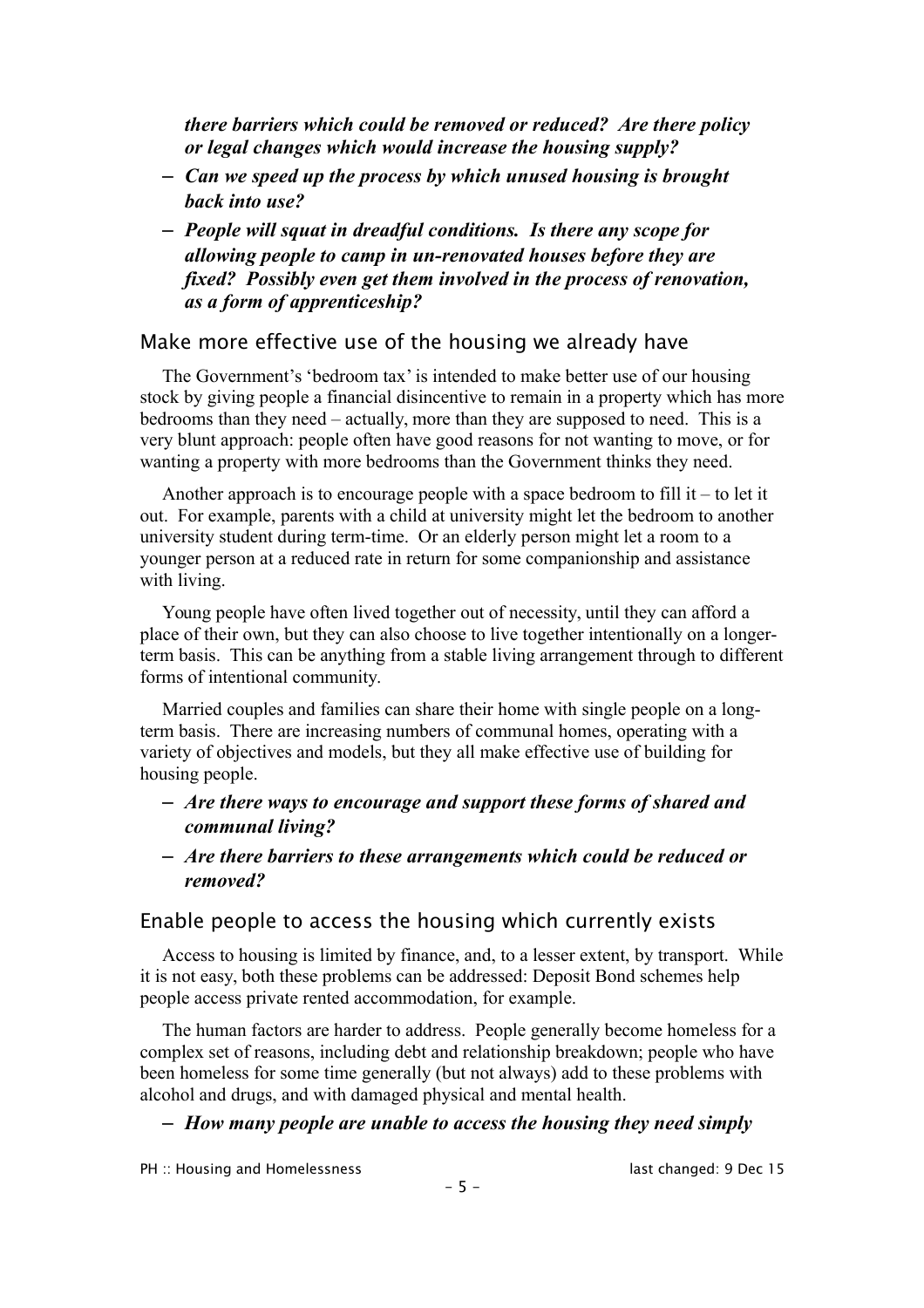*there barriers which could be removed or reduced? Are there policy or legal changes which would increase the housing supply?*

- ***Can we speed up the process by which unused housing is brought back into use?***
- ***People will squat in dreadful conditions. Is there any scope for allowing people to camp in un-renovated houses before they are fixed? Possibly even get them involved in the process of renovation, as a form of apprenticeship?***

## Make more effective use of the housing we already have

The Government's 'bedroom tax' is intended to make better use of our housing stock by giving people a financial disincentive to remain in a property which has more bedrooms than they need – actually, more than they are supposed to need. This is a very blunt approach: people often have good reasons for not wanting to move, or for wanting a property with more bedrooms than the Government thinks they need.

Another approach is to encourage people with a space bedroom to fill it – to let it out. For example, parents with a child at university might let the bedroom to another university student during term-time. Or an elderly person might let a room to a younger person at a reduced rate in return for some companionship and assistance with living.

Young people have often lived together out of necessity, until they can afford a place of their own, but they can also choose to live together intentionally on a longer-term basis. This can be anything from a stable living arrangement through to different forms of intentional community.

Married couples and families can share their home with single people on a long-term basis. There are increasing numbers of communal homes, operating with a variety of objectives and models, but they all make effective use of building for housing people.

- ***Are there ways to encourage and support these forms of shared and communal living?***
- ***Are there barriers to these arrangements which could be reduced or removed?***

## Enable people to access the housing which currently exists

Access to housing is limited by finance, and, to a lesser extent, by transport. While it is not easy, both these problems can be addressed: Deposit Bond schemes help people access private rented accommodation, for example.

The human factors are harder to address. People generally become homeless for a complex set of reasons, including debt and relationship breakdown; people who have been homeless for some time generally (but not always) add to these problems with alcohol and drugs, and with damaged physical and mental health.

- ***How many people are unable to access the housing they need simply***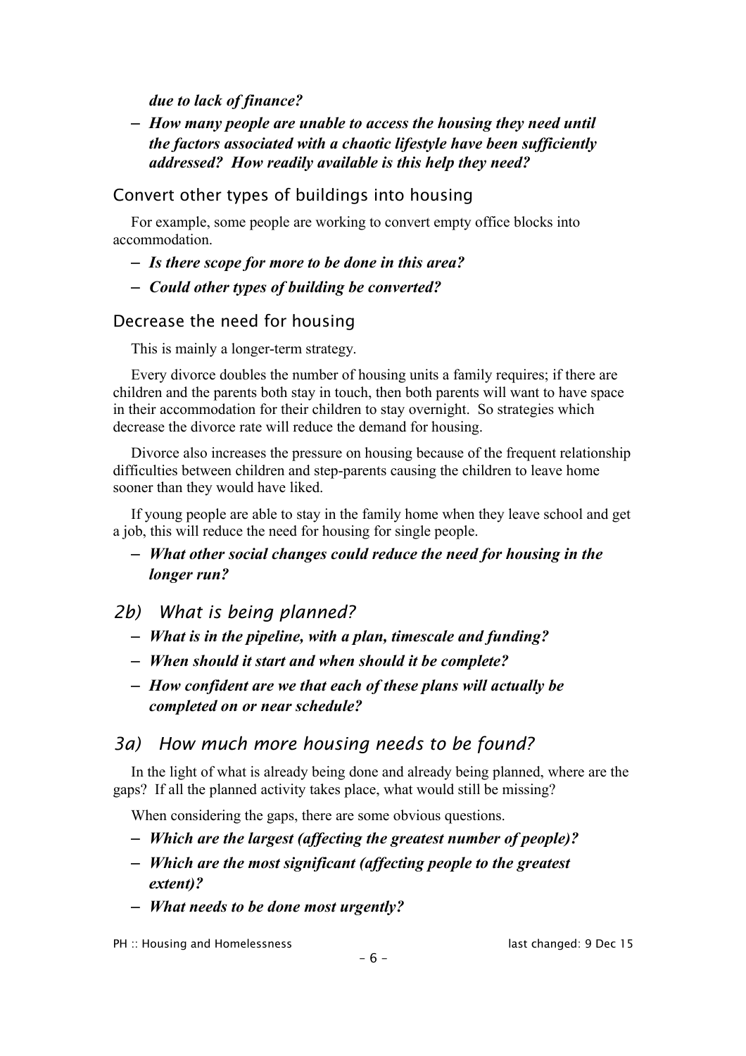*due to lack of finance?*

- ***How many people are unable to access the housing they need until the factors associated with a chaotic lifestyle have been sufficiently addressed? How readily available is this help they need?***

### Convert other types of buildings into housing

For example, some people are working to convert empty office blocks into accommodation.

- ***Is there scope for more to be done in this area?***
- ***Could other types of building be converted?***

### Decrease the need for housing

This is mainly a longer-term strategy.

Every divorce doubles the number of housing units a family requires; if there are children and the parents both stay in touch, then both parents will want to have space in their accommodation for their children to stay overnight. So strategies which decrease the divorce rate will reduce the demand for housing.

Divorce also increases the pressure on housing because of the frequent relationship difficulties between children and step-parents causing the children to leave home sooner than they would have liked.

If young people are able to stay in the family home when they leave school and get a job, this will reduce the need for housing for single people.

- ***What other social changes could reduce the need for housing in the longer run?***

## *2b) What is being planned?*

- ***What is in the pipeline, with a plan, timescale and funding?***
- ***When should it start and when should it be complete?***
- ***How confident are we that each of these plans will actually be completed on or near schedule?***

## *3a) How much more housing needs to be found?*

In the light of what is already being done and already being planned, where are the gaps? If all the planned activity takes place, what would still be missing?

When considering the gaps, there are some obvious questions.

- ***Which are the largest (affecting the greatest number of people)?***
- ***Which are the most significant (affecting people to the greatest extent)?***
- ***What needs to be done most urgently?***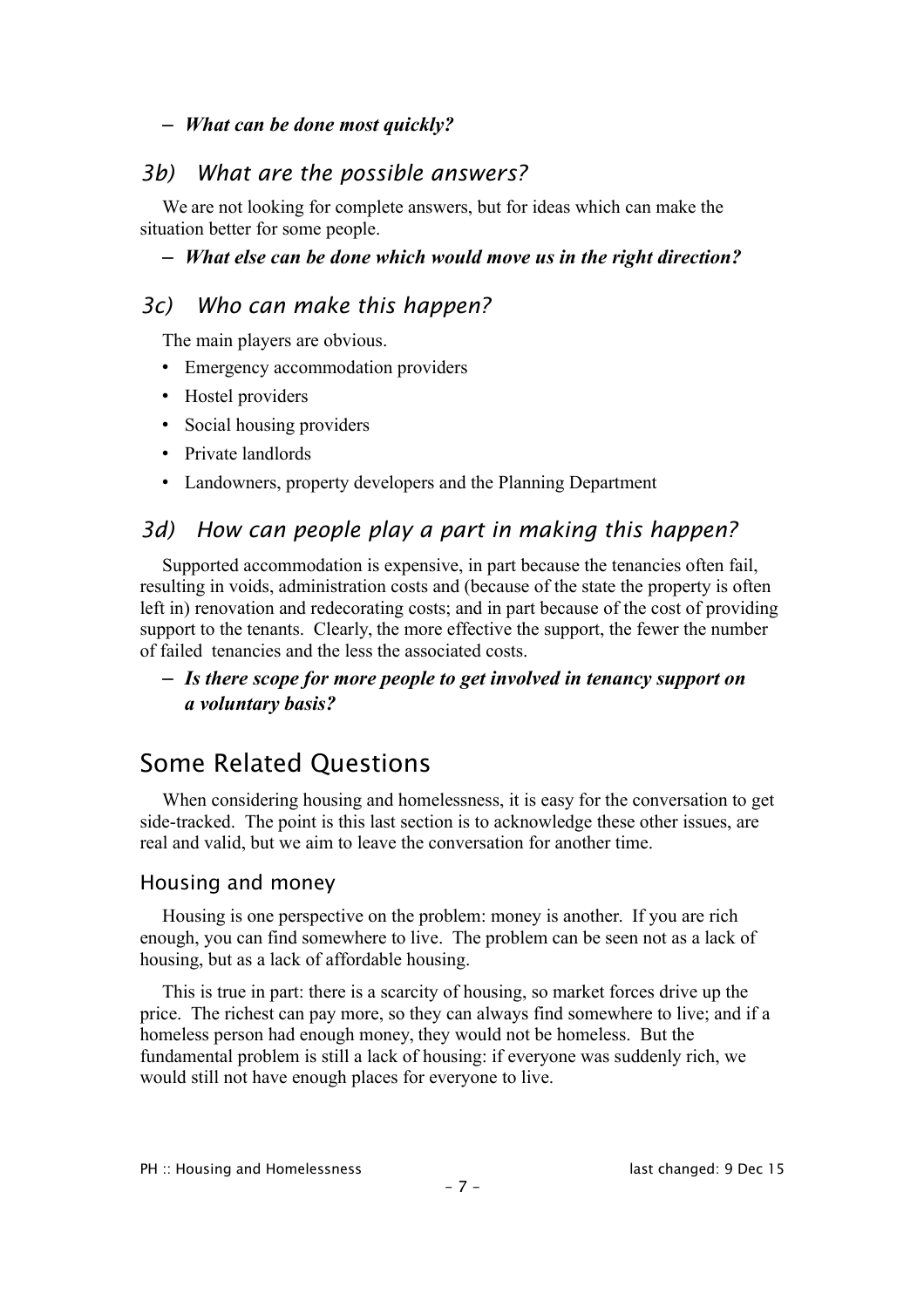– ***What can be done most quickly?***

### 3b) What are the possible answers?

We are not looking for complete answers, but for ideas which can make the situation better for some people.

– ***What else can be done which would move us in the right direction?***

### 3c) Who can make this happen?

The main players are obvious.

- Emergency accommodation providers
- Hostel providers
- Social housing providers
- Private landlords
- Landowners, property developers and the Planning Department

### 3d) How can people play a part in making this happen?

Supported accommodation is expensive, in part because the tenancies often fail, resulting in voids, administration costs and (because of the state the property is often left in) renovation and redecorating costs; and in part because of the cost of providing support to the tenants. Clearly, the more effective the support, the fewer the number of failed tenancies and the less the associated costs.

– ***Is there scope for more people to get involved in tenancy support on a voluntary basis?***

## Some Related Questions

When considering housing and homelessness, it is easy for the conversation to get side-tracked. The point is this last section is to acknowledge these other issues, are real and valid, but we aim to leave the conversation for another time.

### Housing and money

Housing is one perspective on the problem: money is another. If you are rich enough, you can find somewhere to live. The problem can be seen not as a lack of housing, but as a lack of affordable housing.

This is true in part: there is a scarcity of housing, so market forces drive up the price. The richest can pay more, so they can always find somewhere to live; and if a homeless person had enough money, they would not be homeless. But the fundamental problem is still a lack of housing: if everyone was suddenly rich, we would still not have enough places for everyone to live.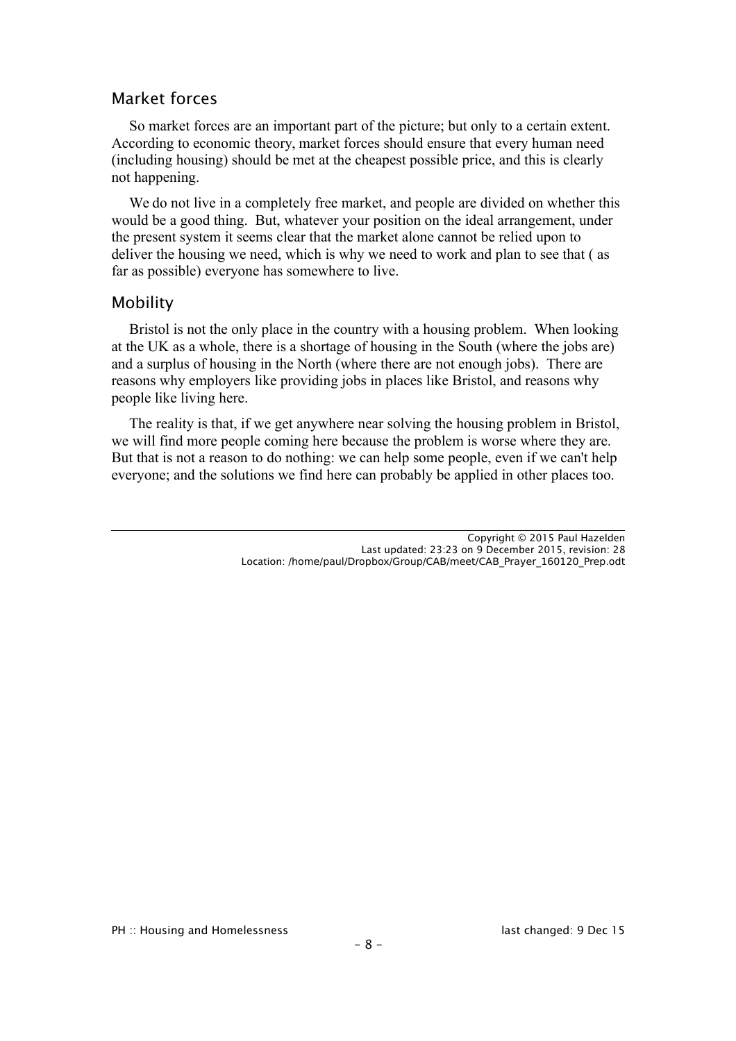## Market forces

So market forces are an important part of the picture; but only to a certain extent. According to economic theory, market forces should ensure that every human need (including housing) should be met at the cheapest possible price, and this is clearly not happening.

We do not live in a completely free market, and people are divided on whether this would be a good thing. But, whatever your position on the ideal arrangement, under the present system it seems clear that the market alone cannot be relied upon to deliver the housing we need, which is why we need to work and plan to see that ( as far as possible) everyone has somewhere to live.

## Mobility

Bristol is not the only place in the country with a housing problem. When looking at the UK as a whole, there is a shortage of housing in the South (where the jobs are) and a surplus of housing in the North (where there are not enough jobs). There are reasons why employers like providing jobs in places like Bristol, and reasons why people like living here.

The reality is that, if we get anywhere near solving the housing problem in Bristol, we will find more people coming here because the problem is worse where they are. But that is not a reason to do nothing: we can help some people, even if we can't help everyone; and the solutions we find here can probably be applied in other places too.

---

Copyright © 2015 Paul Hazelden
Last updated: 23:23 on 9 December 2015, revision: 28
Location: /home/paul/Dropbox/Group/CAB/meet/CAB_Prayer_160120_Prep.odt